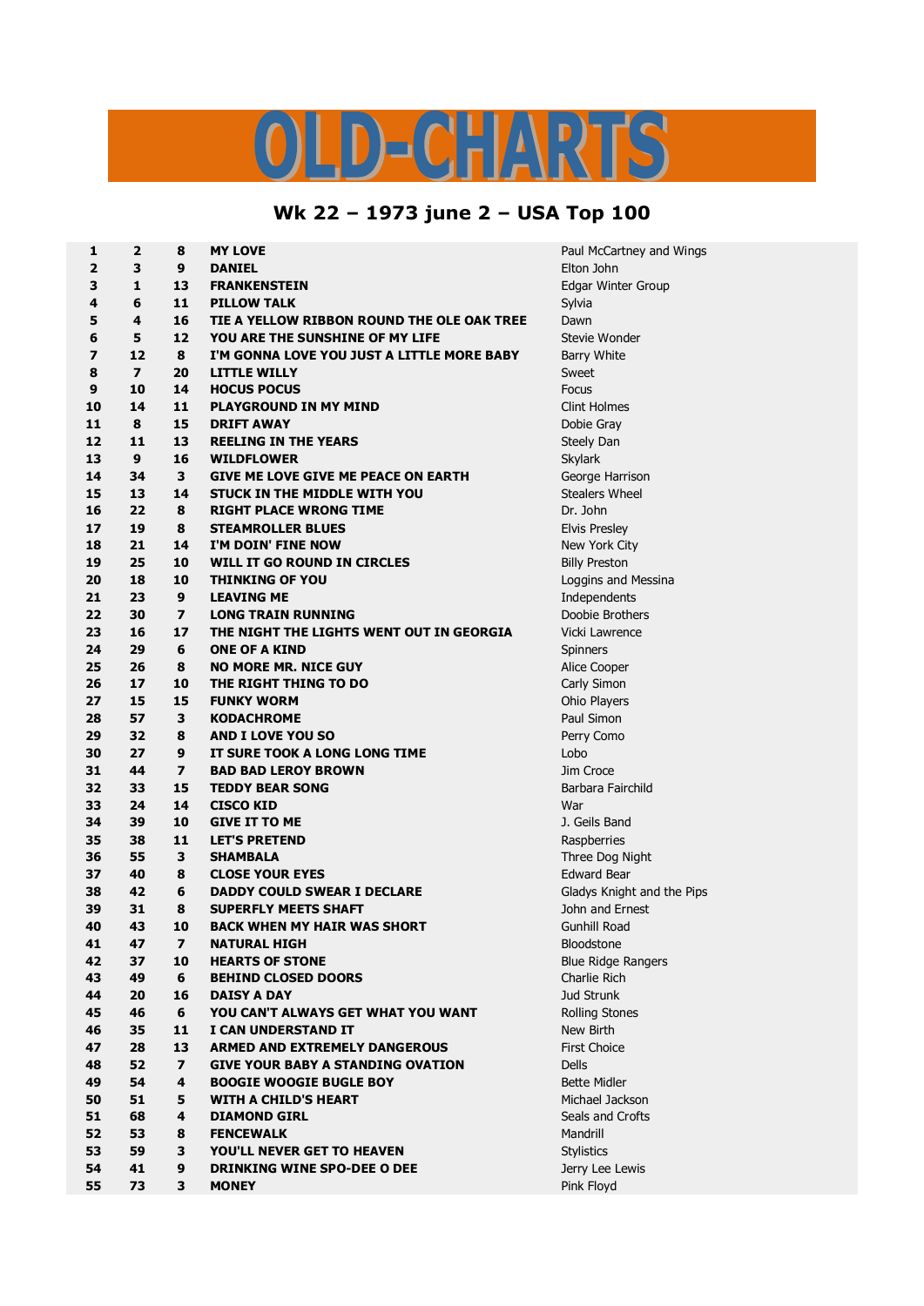# OLD-CHARTS

## Wk 22 – 1973 june 2 – USA Top 100

| | | | | |
|---|---|---|---|---|
| **1** | **2** | **8** | **MY LOVE** | Paul McCartney and Wings |
| **2** | **3** | **9** | **DANIEL** | Elton John |
| **3** | **1** | **13** | **FRANKENSTEIN** | Edgar Winter Group |
| **4** | **6** | **11** | **PILLOW TALK** | Sylvia |
| **5** | **4** | **16** | **TIE A YELLOW RIBBON ROUND THE OLE OAK TREE** | Dawn |
| **6** | **5** | **12** | **YOU ARE THE SUNSHINE OF MY LIFE** | Stevie Wonder |
| **7** | **12** | **8** | **I'M GONNA LOVE YOU JUST A LITTLE MORE BABY** | Barry White |
| **8** | **7** | **20** | **LITTLE WILLY** | Sweet |
| **9** | **10** | **14** | **HOCUS POCUS** | Focus |
| **10** | **14** | **11** | **PLAYGROUND IN MY MIND** | Clint Holmes |
| **11** | **8** | **15** | **DRIFT AWAY** | Dobie Gray |
| **12** | **11** | **13** | **REELING IN THE YEARS** | Steely Dan |
| **13** | **9** | **16** | **WILDFLOWER** | Skylark |
| **14** | **34** | **3** | **GIVE ME LOVE GIVE ME PEACE ON EARTH** | George Harrison |
| **15** | **13** | **14** | **STUCK IN THE MIDDLE WITH YOU** | Stealers Wheel |
| **16** | **22** | **8** | **RIGHT PLACE WRONG TIME** | Dr. John |
| **17** | **19** | **8** | **STEAMROLLER BLUES** | Elvis Presley |
| **18** | **21** | **14** | **I'M DOIN' FINE NOW** | New York City |
| **19** | **25** | **10** | **WILL IT GO ROUND IN CIRCLES** | Billy Preston |
| **20** | **18** | **10** | **THINKING OF YOU** | Loggins and Messina |
| **21** | **23** | **9** | **LEAVING ME** | Independents |
| **22** | **30** | **7** | **LONG TRAIN RUNNING** | Doobie Brothers |
| **23** | **16** | **17** | **THE NIGHT THE LIGHTS WENT OUT IN GEORGIA** | Vicki Lawrence |
| **24** | **29** | **6** | **ONE OF A KIND** | Spinners |
| **25** | **26** | **8** | **NO MORE MR. NICE GUY** | Alice Cooper |
| **26** | **17** | **10** | **THE RIGHT THING TO DO** | Carly Simon |
| **27** | **15** | **15** | **FUNKY WORM** | Ohio Players |
| **28** | **57** | **3** | **KODACHROME** | Paul Simon |
| **29** | **32** | **8** | **AND I LOVE YOU SO** | Perry Como |
| **30** | **27** | **9** | **IT SURE TOOK A LONG LONG TIME** | Lobo |
| **31** | **44** | **7** | **BAD BAD LEROY BROWN** | Jim Croce |
| **32** | **33** | **15** | **TEDDY BEAR SONG** | Barbara Fairchild |
| **33** | **24** | **14** | **CISCO KID** | War |
| **34** | **39** | **10** | **GIVE IT TO ME** | J. Geils Band |
| **35** | **38** | **11** | **LET'S PRETEND** | Raspberries |
| **36** | **55** | **3** | **SHAMBALA** | Three Dog Night |
| **37** | **40** | **8** | **CLOSE YOUR EYES** | Edward Bear |
| **38** | **42** | **6** | **DADDY COULD SWEAR I DECLARE** | Gladys Knight and the Pips |
| **39** | **31** | **8** | **SUPERFLY MEETS SHAFT** | John and Ernest |
| **40** | **43** | **10** | **BACK WHEN MY HAIR WAS SHORT** | Gunhill Road |
| **41** | **47** | **7** | **NATURAL HIGH** | Bloodstone |
| **42** | **37** | **10** | **HEARTS OF STONE** | Blue Ridge Rangers |
| **43** | **49** | **6** | **BEHIND CLOSED DOORS** | Charlie Rich |
| **44** | **20** | **16** | **DAISY A DAY** | Jud Strunk |
| **45** | **46** | **6** | **YOU CAN'T ALWAYS GET WHAT YOU WANT** | Rolling Stones |
| **46** | **35** | **11** | **I CAN UNDERSTAND IT** | New Birth |
| **47** | **28** | **13** | **ARMED AND EXTREMELY DANGEROUS** | First Choice |
| **48** | **52** | **7** | **GIVE YOUR BABY A STANDING OVATION** | Dells |
| **49** | **54** | **4** | **BOOGIE WOOGIE BUGLE BOY** | Bette Midler |
| **50** | **51** | **5** | **WITH A CHILD'S HEART** | Michael Jackson |
| **51** | **68** | **4** | **DIAMOND GIRL** | Seals and Crofts |
| **52** | **53** | **8** | **FENCEWALK** | Mandrill |
| **53** | **59** | **3** | **YOU'LL NEVER GET TO HEAVEN** | Stylistics |
| **54** | **41** | **9** | **DRINKING WINE SPO-DEE O DEE** | Jerry Lee Lewis |
| **55** | **73** | **3** | **MONEY** | Pink Floyd |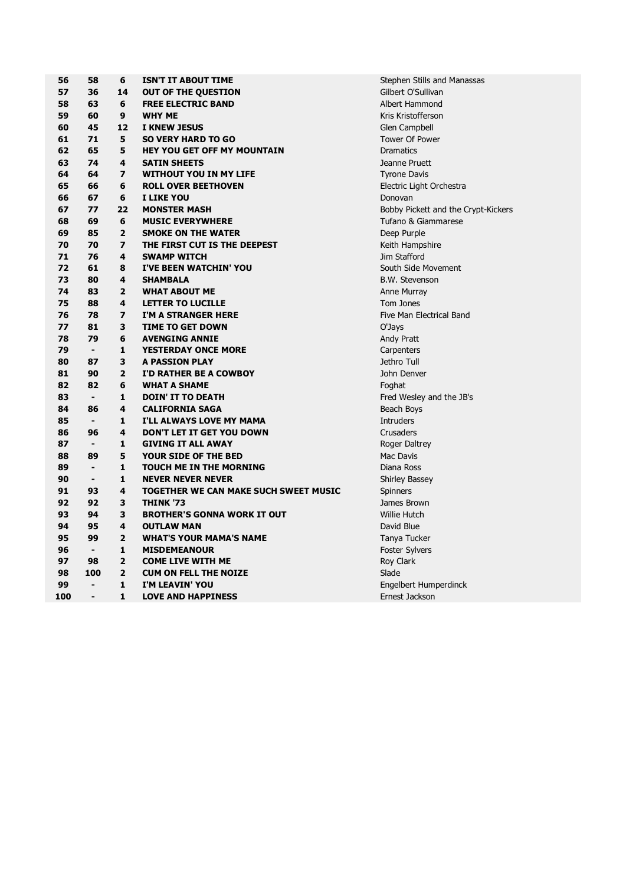| | | | | |
|---|---|---|---|---|
| **56** | **58** | **6** | **ISN'T IT ABOUT TIME** | Stephen Stills and Manassas |
| **57** | **36** | **14** | **OUT OF THE QUESTION** | Gilbert O'Sullivan |
| **58** | **63** | **6** | **FREE ELECTRIC BAND** | Albert Hammond |
| **59** | **60** | **9** | **WHY ME** | Kris Kristofferson |
| **60** | **45** | **12** | **I KNEW JESUS** | Glen Campbell |
| **61** | **71** | **5** | **SO VERY HARD TO GO** | Tower Of Power |
| **62** | **65** | **5** | **HEY YOU GET OFF MY MOUNTAIN** | Dramatics |
| **63** | **74** | **4** | **SATIN SHEETS** | Jeanne Pruett |
| **64** | **64** | **7** | **WITHOUT YOU IN MY LIFE** | Tyrone Davis |
| **65** | **66** | **6** | **ROLL OVER BEETHOVEN** | Electric Light Orchestra |
| **66** | **67** | **6** | **I LIKE YOU** | Donovan |
| **67** | **77** | **22** | **MONSTER MASH** | Bobby Pickett and the Crypt-Kickers |
| **68** | **69** | **6** | **MUSIC EVERYWHERE** | Tufano & Giammarese |
| **69** | **85** | **2** | **SMOKE ON THE WATER** | Deep Purple |
| **70** | **70** | **7** | **THE FIRST CUT IS THE DEEPEST** | Keith Hampshire |
| **71** | **76** | **4** | **SWAMP WITCH** | Jim Stafford |
| **72** | **61** | **8** | **I'VE BEEN WATCHIN' YOU** | South Side Movement |
| **73** | **80** | **4** | **SHAMBALA** | B.W. Stevenson |
| **74** | **83** | **2** | **WHAT ABOUT ME** | Anne Murray |
| **75** | **88** | **4** | **LETTER TO LUCILLE** | Tom Jones |
| **76** | **78** | **7** | **I'M A STRANGER HERE** | Five Man Electrical Band |
| **77** | **81** | **3** | **TIME TO GET DOWN** | O'Jays |
| **78** | **79** | **6** | **AVENGING ANNIE** | Andy Pratt |
| **79** | **-** | **1** | **YESTERDAY ONCE MORE** | Carpenters |
| **80** | **87** | **3** | **A PASSION PLAY** | Jethro Tull |
| **81** | **90** | **2** | **I'D RATHER BE A COWBOY** | John Denver |
| **82** | **82** | **6** | **WHAT A SHAME** | Foghat |
| **83** | **-** | **1** | **DOIN' IT TO DEATH** | Fred Wesley and the JB's |
| **84** | **86** | **4** | **CALIFORNIA SAGA** | Beach Boys |
| **85** | **-** | **1** | **I'LL ALWAYS LOVE MY MAMA** | Intruders |
| **86** | **96** | **4** | **DON'T LET IT GET YOU DOWN** | Crusaders |
| **87** | **-** | **1** | **GIVING IT ALL AWAY** | Roger Daltrey |
| **88** | **89** | **5** | **YOUR SIDE OF THE BED** | Mac Davis |
| **89** | **-** | **1** | **TOUCH ME IN THE MORNING** | Diana Ross |
| **90** | **-** | **1** | **NEVER NEVER NEVER** | Shirley Bassey |
| **91** | **93** | **4** | **TOGETHER WE CAN MAKE SUCH SWEET MUSIC** | Spinners |
| **92** | **92** | **3** | **THINK '73** | James Brown |
| **93** | **94** | **3** | **BROTHER'S GONNA WORK IT OUT** | Willie Hutch |
| **94** | **95** | **4** | **OUTLAW MAN** | David Blue |
| **95** | **99** | **2** | **WHAT'S YOUR MAMA'S NAME** | Tanya Tucker |
| **96** | **-** | **1** | **MISDEMEANOUR** | Foster Sylvers |
| **97** | **98** | **2** | **COME LIVE WITH ME** | Roy Clark |
| **98** | **100** | **2** | **CUM ON FELL THE NOIZE** | Slade |
| **99** | **-** | **1** | **I'M LEAVIN' YOU** | Engelbert Humperdinck |
| **100** | **-** | **1** | **LOVE AND HAPPINESS** | Ernest Jackson |